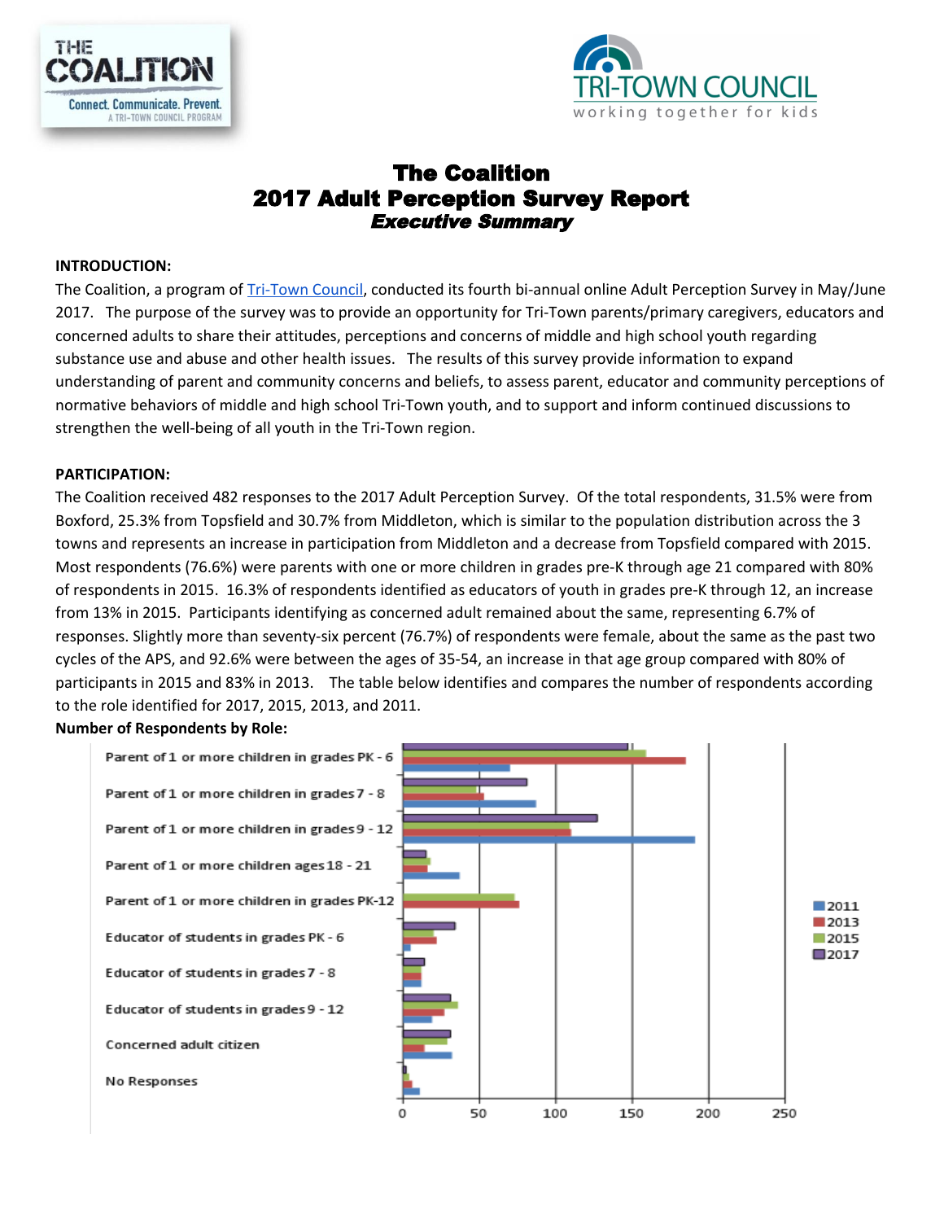# The Coalition
# 2017 Adult Perception Survey Report
## *Executive Summary*

**INTRODUCTION:**

The Coalition, a program of Tri-Town Council, conducted its fourth bi-annual online Adult Perception Survey in May/June 2017. The purpose of the survey was to provide an opportunity for Tri-Town parents/primary caregivers, educators and concerned adults to share their attitudes, perceptions and concerns of middle and high school youth regarding substance use and abuse and other health issues. The results of this survey provide information to expand understanding of parent and community concerns and beliefs, to assess parent, educator and community perceptions of normative behaviors of middle and high school Tri-Town youth, and to support and inform continued discussions to strengthen the well-being of all youth in the Tri-Town region.

**PARTICIPATION:**

The Coalition received 482 responses to the 2017 Adult Perception Survey. Of the total respondents, 31.5% were from Boxford, 25.3% from Topsfield and 30.7% from Middleton, which is similar to the population distribution across the 3 towns and represents an increase in participation from Middleton and a decrease from Topsfield compared with 2015. Most respondents (76.6%) were parents with one or more children in grades pre-K through age 21 compared with 80% of respondents in 2015. 16.3% of respondents identified as educators of youth in grades pre-K through 12, an increase from 13% in 2015. Participants identifying as concerned adult remained about the same, representing 6.7% of responses. Slightly more than seventy-six percent (76.7%) of respondents were female, about the same as the past two cycles of the APS, and 92.6% were between the ages of 35-54, an increase in that age group compared with 80% of participants in 2015 and 83% in 2013. The table below identifies and compares the number of respondents according to the role identified for 2017, 2015, 2013, and 2011.

**Number of Respondents by Role:**

| Role | 2011 | 2013 | 2015 | 2017 |
|---|---|---|---|---|
| Parent of 1 or more children in grades PK - 6 | ~70 | ~185 | ~159 | ~147 |
| Parent of 1 or more children in grades 7 - 8 | ~87 | ~53 | ~48 | ~81 |
| Parent of 1 or more children in grades 9 - 12 | ~191 | ~110 | ~109 | ~127 |
| Parent of 1 or more children ages 18 - 21 | ~37 | ~16 | ~18 | ~15 |
| Parent of 1 or more children in grades PK-12 | | ~76 | ~73 | |
| Educator of students in grades PK - 6 | ~5 | ~22 | ~20 | ~34 |
| Educator of students in grades 7 - 8 | ~12 | ~12 | ~12 | ~14 |
| Educator of students in grades 9 - 12 | ~19 | ~27 | ~36 | ~31 |
| Concerned adult citizen | ~32 | ~14 | ~29 | ~31 |
| No Responses | ~11 | ~6 | ~4 | ~2 |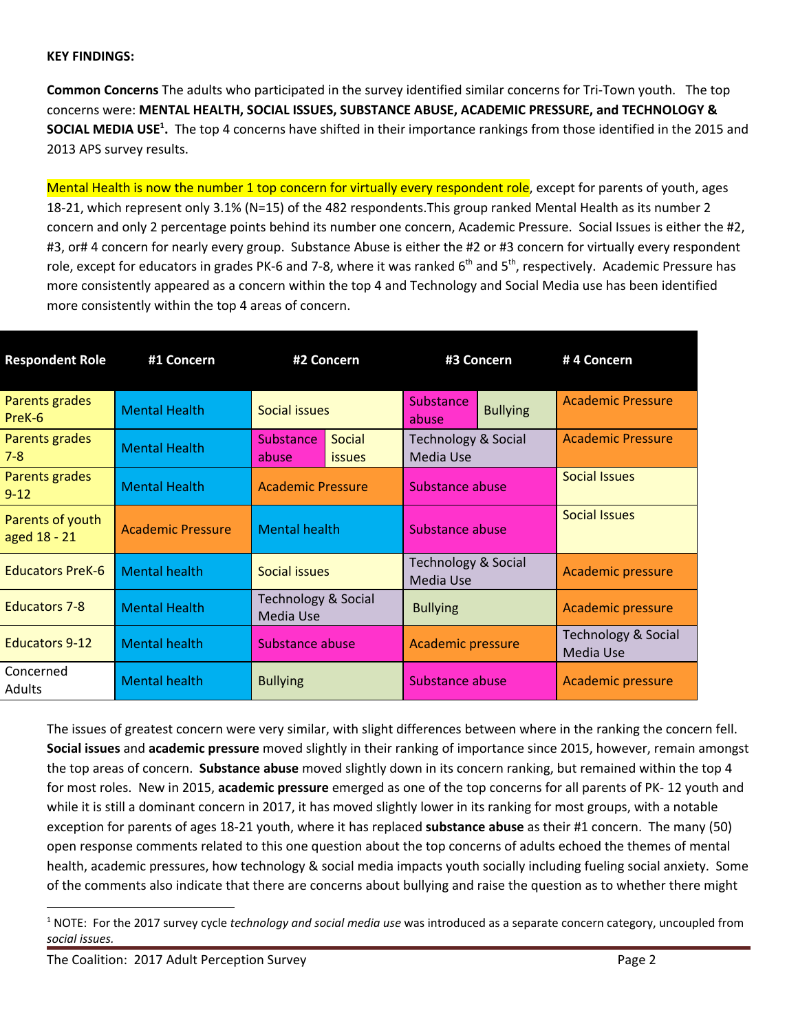**KEY FINDINGS:**

**Common Concerns** The adults who participated in the survey identified similar concerns for Tri-Town youth. The top concerns were: **MENTAL HEALTH, SOCIAL ISSUES, SUBSTANCE ABUSE, ACADEMIC PRESSURE, and TECHNOLOGY & SOCIAL MEDIA USE[1].** The top 4 concerns have shifted in their importance rankings from those identified in the 2015 and 2013 APS survey results.

Mental Health is now the number 1 top concern for virtually every respondent role, except for parents of youth, ages 18-21, which represent only 3.1% (N=15) of the 482 respondents.This group ranked Mental Health as its number 2 concern and only 2 percentage points behind its number one concern, Academic Pressure. Social Issues is either the #2, #3, or# 4 concern for nearly every group. Substance Abuse is either the #2 or #3 concern for virtually every respondent role, except for educators in grades PK-6 and 7-8, where it was ranked 6th and 5th, respectively. Academic Pressure has more consistently appeared as a concern within the top 4 and Technology and Social Media use has been identified more consistently within the top 4 areas of concern.

| Respondent Role | #1 Concern | #2 Concern | #3 Concern | # 4 Concern |
|---|---|---|---|---|
| Parents grades PreK-6 | Mental Health | Social issues | Substance abuse / Bullying | Academic Pressure |
| Parents grades 7-8 | Mental Health | Substance abuse / Social issues | Technology & Social Media Use | Academic Pressure |
| Parents grades 9-12 | Mental Health | Academic Pressure | Substance abuse | Social Issues |
| Parents of youth aged 18 - 21 | Academic Pressure | Mental health | Substance abuse | Social Issues |
| Educators PreK-6 | Mental health | Social issues | Technology & Social Media Use | Academic pressure |
| Educators 7-8 | Mental Health | Technology & Social Media Use | Bullying | Academic pressure |
| Educators 9-12 | Mental health | Substance abuse | Academic pressure | Technology & Social Media Use |
| Concerned Adults | Mental health | Bullying | Substance abuse | Academic pressure |

The issues of greatest concern were very similar, with slight differences between where in the ranking the concern fell. **Social issues** and **academic pressure** moved slightly in their ranking of importance since 2015, however, remain amongst the top areas of concern. **Substance abuse** moved slightly down in its concern ranking, but remained within the top 4 for most roles. New in 2015, **academic pressure** emerged as one of the top concerns for all parents of PK- 12 youth and while it is still a dominant concern in 2017, it has moved slightly lower in its ranking for most groups, with a notable exception for parents of ages 18-21 youth, where it has replaced **substance abuse** as their #1 concern. The many (50) open response comments related to this one question about the top concerns of adults echoed the themes of mental health, academic pressures, how technology & social media impacts youth socially including fueling social anxiety. Some of the comments also indicate that there are concerns about bullying and raise the question as to whether there might

[1] NOTE: For the 2017 survey cycle *technology and social media use* was introduced as a separate concern category, uncoupled from *social issues.*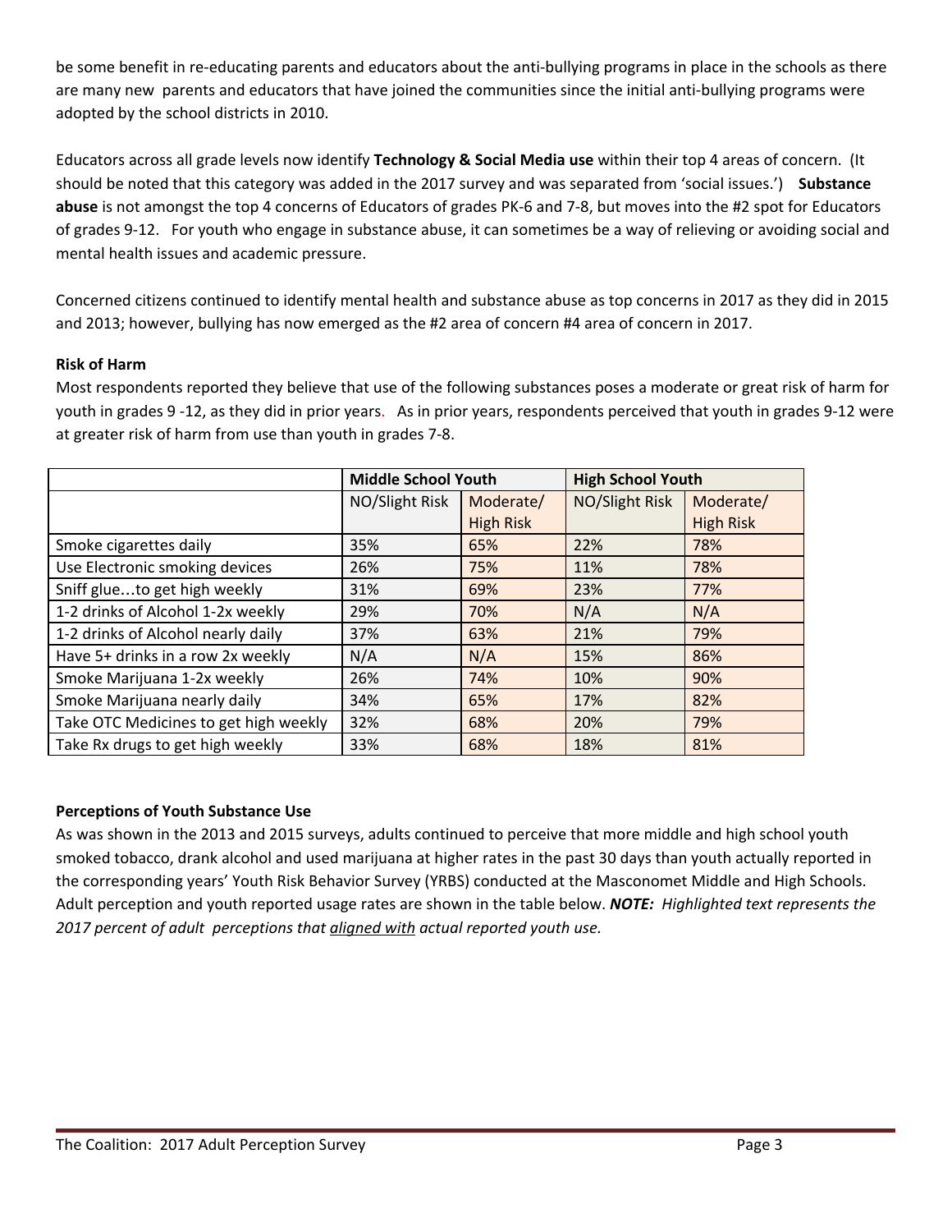be some benefit in re-educating parents and educators about the anti-bullying programs in place in the schools as there are many new parents and educators that have joined the communities since the initial anti-bullying programs were adopted by the school districts in 2010.

Educators across all grade levels now identify **Technology & Social Media use** within their top 4 areas of concern. (It should be noted that this category was added in the 2017 survey and was separated from 'social issues.') **Substance abuse** is not amongst the top 4 concerns of Educators of grades PK-6 and 7-8, but moves into the #2 spot for Educators of grades 9-12. For youth who engage in substance abuse, it can sometimes be a way of relieving or avoiding social and mental health issues and academic pressure.

Concerned citizens continued to identify mental health and substance abuse as top concerns in 2017 as they did in 2015 and 2013; however, bullying has now emerged as the #2 area of concern #4 area of concern in 2017.

**Risk of Harm**

Most respondents reported they believe that use of the following substances poses a moderate or great risk of harm for youth in grades 9 -12, as they did in prior years. As in prior years, respondents perceived that youth in grades 9-12 were at greater risk of harm from use than youth in grades 7-8.

| | **Middle School Youth** | | **High School Youth** | |
|---|---|---|---|---|
| | NO/Slight Risk | Moderate/ High Risk | NO/Slight Risk | Moderate/ High Risk |
| Smoke cigarettes daily | 35% | 65% | 22% | 78% |
| Use Electronic smoking devices | 26% | 75% | 11% | 78% |
| Sniff glue…to get high weekly | 31% | 69% | 23% | 77% |
| 1-2 drinks of Alcohol 1-2x weekly | 29% | 70% | N/A | N/A |
| 1-2 drinks of Alcohol nearly daily | 37% | 63% | 21% | 79% |
| Have 5+ drinks in a row 2x weekly | N/A | N/A | 15% | 86% |
| Smoke Marijuana 1-2x weekly | 26% | 74% | 10% | 90% |
| Smoke Marijuana nearly daily | 34% | 65% | 17% | 82% |
| Take OTC Medicines to get high weekly | 32% | 68% | 20% | 79% |
| Take Rx drugs to get high weekly | 33% | 68% | 18% | 81% |

**Perceptions of Youth Substance Use**

As was shown in the 2013 and 2015 surveys, adults continued to perceive that more middle and high school youth smoked tobacco, drank alcohol and used marijuana at higher rates in the past 30 days than youth actually reported in the corresponding years' Youth Risk Behavior Survey (YRBS) conducted at the Masconomet Middle and High Schools. Adult perception and youth reported usage rates are shown in the table below. ***NOTE:*** *Highlighted text represents the 2017 percent of adult perceptions that aligned with actual reported youth use.*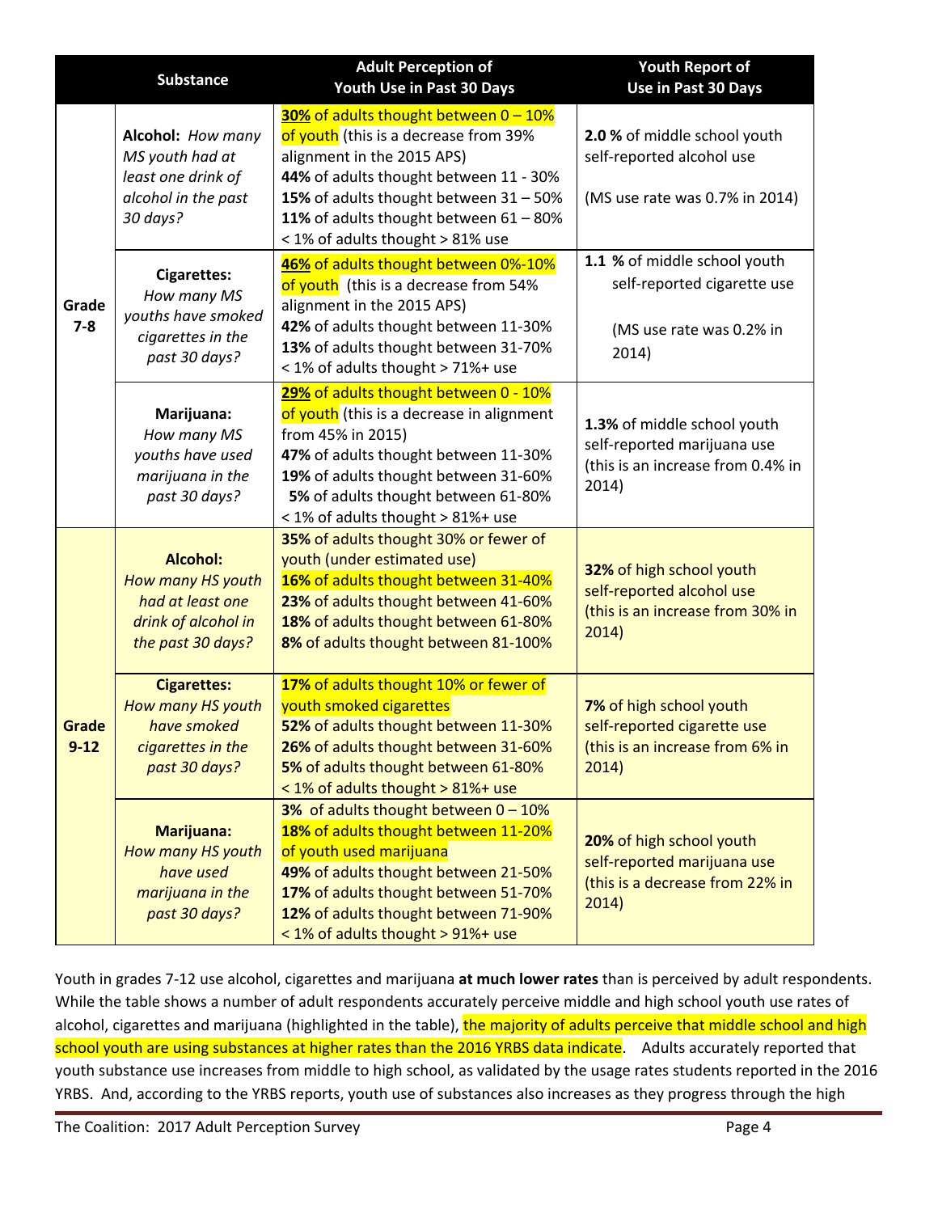| | Substance | Adult Perception of Youth Use in Past 30 Days | Youth Report of Use in Past 30 Days |
|---|---|---|---|
| Grade 7-8 | **Alcohol:** *How many MS youth had at least one drink of alcohol in the past 30 days?* | **30%** of adults thought between 0 – 10% of youth (this is a decrease from 39% alignment in the 2015 APS)<br>**44%** of adults thought between 11 - 30%<br>**15%** of adults thought between 31 – 50%<br>**11%** of adults thought between 61 – 80%<br>< 1% of adults thought > 81% use | **2.0 %** of middle school youth self-reported alcohol use<br><br>(MS use rate was 0.7% in 2014) |
| | **Cigarettes:** *How many MS youths have smoked cigarettes in the past 30 days?* | **46%** of adults thought between 0%-10% of youth (this is a decrease from 54% alignment in the 2015 APS)<br>**42%** of adults thought between 11-30%<br>**13%** of adults thought between 31-70%<br>< 1% of adults thought > 71%+ use | **1.1 %** of middle school youth self-reported cigarette use<br><br>(MS use rate was 0.2% in 2014) |
| | **Marijuana:** *How many MS youths have used marijuana in the past 30 days?* | **29%** of adults thought between 0 - 10% of youth (this is a decrease in alignment from 45% in 2015)<br>**47%** of adults thought between 11-30%<br>**19%** of adults thought between 31-60%<br>**5%** of adults thought between 61-80%<br>< 1% of adults thought > 81%+ use | **1.3%** of middle school youth self-reported marijuana use (this is an increase from 0.4% in 2014) |
| Grade 9-12 | **Alcohol:** *How many HS youth had at least one drink of alcohol in the past 30 days?* | **35%** of adults thought 30% or fewer of youth (under estimated use)<br>**16%** of adults thought between 31-40%<br>**23%** of adults thought between 41-60%<br>**18%** of adults thought between 61-80%<br>**8%** of adults thought between 81-100% | **32%** of high school youth self-reported alcohol use (this is an increase from 30% in 2014) |
| | **Cigarettes:** *How many HS youth have smoked cigarettes in the past 30 days?* | **17%** of adults thought 10% or fewer of youth smoked cigarettes<br>**52%** of adults thought between 11-30%<br>**26%** of adults thought between 31-60%<br>**5%** of adults thought between 61-80%<br>< 1% of adults thought > 81%+ use | **7%** of high school youth self-reported cigarette use (this is an increase from 6% in 2014) |
| | **Marijuana:** *How many HS youth have used marijuana in the past 30 days?* | **3%** of adults thought between 0 – 10%<br>**18%** of adults thought between 11-20% of youth used marijuana<br>**49%** of adults thought between 21-50%<br>**17%** of adults thought between 51-70%<br>**12%** of adults thought between 71-90%<br>< 1% of adults thought > 91%+ use | **20%** of high school youth self-reported marijuana use (this is a decrease from 22% in 2014) |

Youth in grades 7-12 use alcohol, cigarettes and marijuana **at much lower rates** than is perceived by adult respondents. While the table shows a number of adult respondents accurately perceive middle and high school youth use rates of alcohol, cigarettes and marijuana (highlighted in the table), the majority of adults perceive that middle school and high school youth are using substances at higher rates than the 2016 YRBS data indicate. Adults accurately reported that youth substance use increases from middle to high school, as validated by the usage rates students reported in the 2016 YRBS. And, according to the YRBS reports, youth use of substances also increases as they progress through the high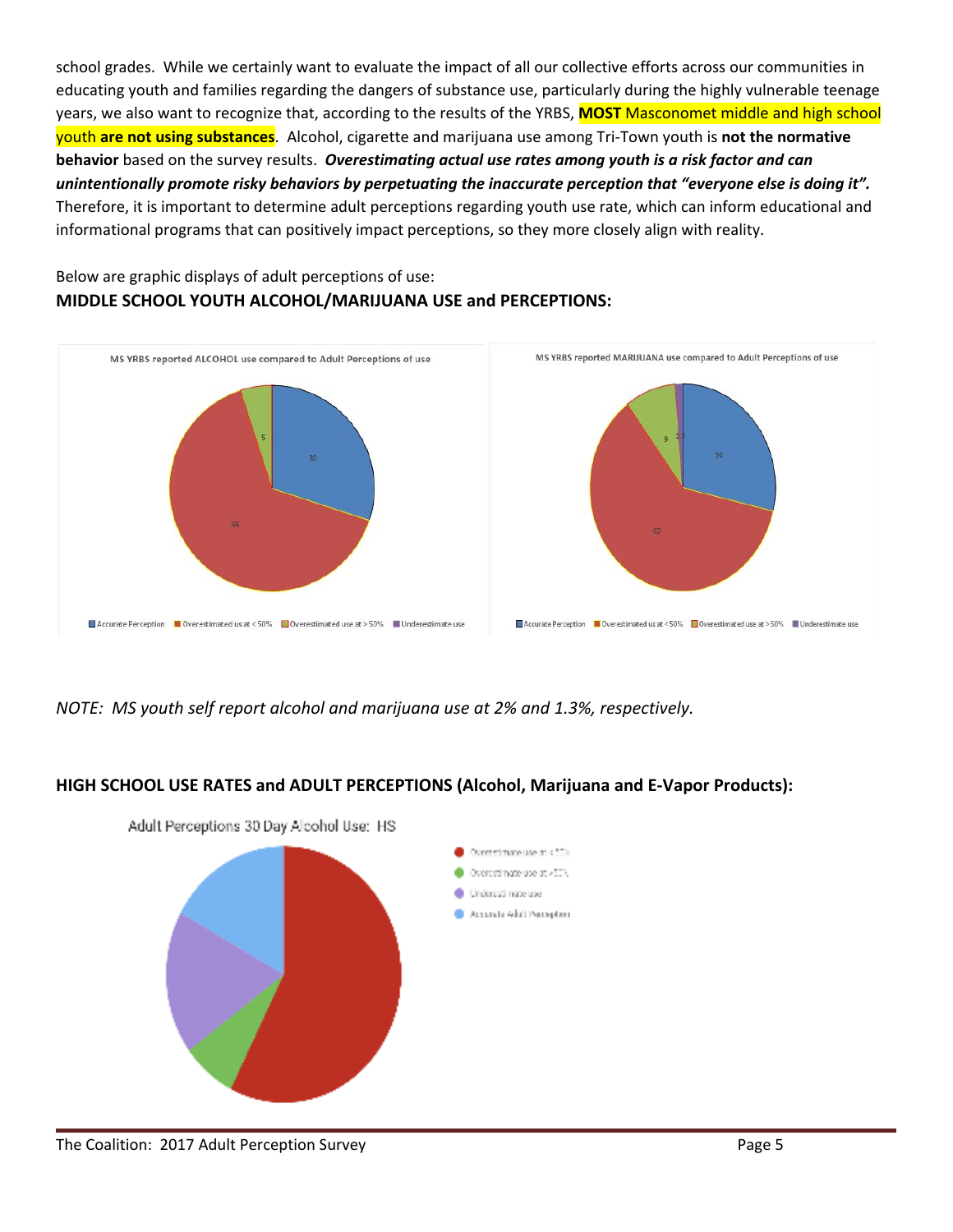school grades. While we certainly want to evaluate the impact of all our collective efforts across our communities in educating youth and families regarding the dangers of substance use, particularly during the highly vulnerable teenage years, we also want to recognize that, according to the results of the YRBS, **MOST** Masconomet middle and high school youth **are not using substances**. Alcohol, cigarette and marijuana use among Tri-Town youth is **not the normative behavior** based on the survey results. ***Overestimating actual use rates among youth is a risk factor and can unintentionally promote risky behaviors by perpetuating the inaccurate perception that "everyone else is doing it".*** Therefore, it is important to determine adult perceptions regarding youth use rate, which can inform educational and informational programs that can positively impact perceptions, so they more closely align with reality.

Below are graphic displays of adult perceptions of use:

**MIDDLE SCHOOL YOUTH ALCOHOL/MARIJUANA USE and PERCEPTIONS:**

MS YRBS reported ALCOHOL use compared to Adult Perceptions of use

Accurate Perception: 30; Overestimated us at < 50%: 65; Overestimated use at > 50%: 5; Underestimate use

MS YRBS reported MARIJUANA use compared to Adult Perceptions of use

Accurate Perception: 29; Overestimated us at < 50%: 62; Overestimated use at > 50%: 9; Underestimate use: 1.3

*NOTE: MS youth self report alcohol and marijuana use at 2% and 1.3%, respectively.*

**HIGH SCHOOL USE RATES and ADULT PERCEPTIONS (Alcohol, Marijuana and E-Vapor Products):**

Adult Perceptions 30 Day Alcohol Use: HS

Overestimate use at < 50%; Overestimate use at > 50%; Underestimate use; Accurate Adult Perception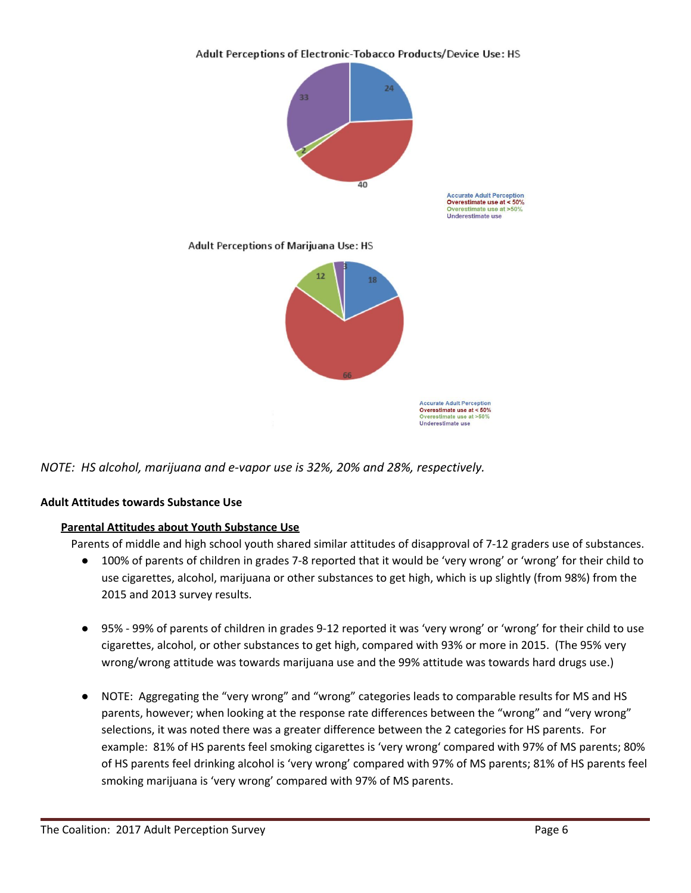Adult Perceptions of Electronic-Tobacco Products/Device Use: HS

| Category | Value |
|---|---|
| Accurate Adult Perception | 24 |
| Overestimate use at < 50% | 40 |
| Overestimate use at >50% | 2 |
| Underestimate use | 33 |

Adult Perceptions of Marijuana Use: HS

| Category | Value |
|---|---|
| Accurate Adult Perception | 18 |
| Overestimate use at < 50% | 66 |
| Overestimate use at >50% | 12 |
| Underestimate use | 3 |

*NOTE: HS alcohol, marijuana and e-vapor use is 32%, 20% and 28%, respectively.*

**Adult Attitudes towards Substance Use**

**Parental Attitudes about Youth Substance Use**

Parents of middle and high school youth shared similar attitudes of disapproval of 7-12 graders use of substances.

- 100% of parents of children in grades 7-8 reported that it would be 'very wrong' or 'wrong' for their child to use cigarettes, alcohol, marijuana or other substances to get high, which is up slightly (from 98%) from the 2015 and 2013 survey results.

- 95% - 99% of parents of children in grades 9-12 reported it was 'very wrong' or 'wrong' for their child to use cigarettes, alcohol, or other substances to get high, compared with 93% or more in 2015. (The 95% very wrong/wrong attitude was towards marijuana use and the 99% attitude was towards hard drugs use.)

- NOTE: Aggregating the "very wrong" and "wrong" categories leads to comparable results for MS and HS parents, however; when looking at the response rate differences between the "wrong" and "very wrong" selections, it was noted there was a greater difference between the 2 categories for HS parents. For example: 81% of HS parents feel smoking cigarettes is 'very wrong' compared with 97% of MS parents; 80% of HS parents feel drinking alcohol is 'very wrong' compared with 97% of MS parents; 81% of HS parents feel smoking marijuana is 'very wrong' compared with 97% of MS parents.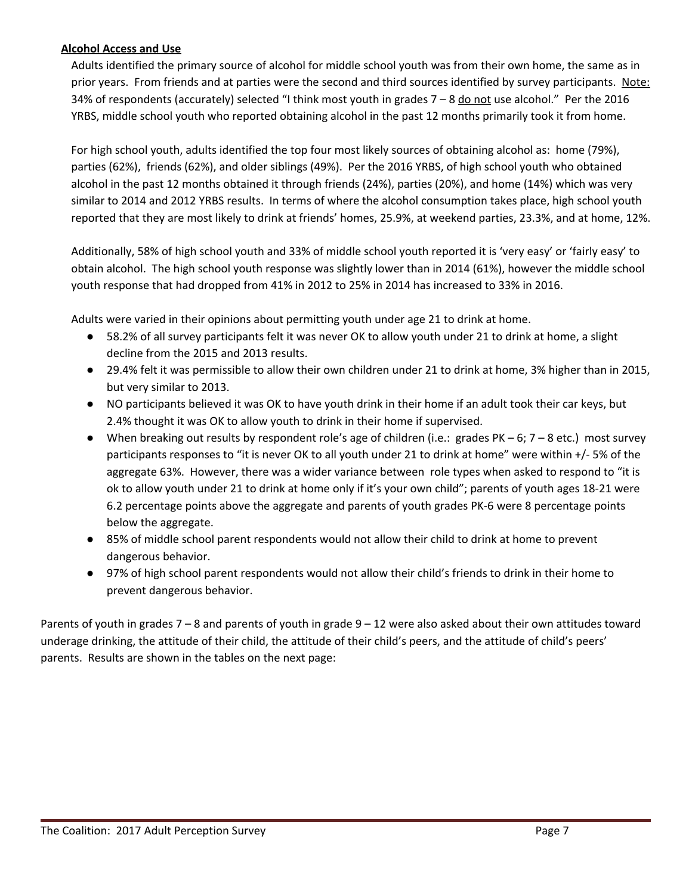**Alcohol Access and Use**

Adults identified the primary source of alcohol for middle school youth was from their own home, the same as in prior years. From friends and at parties were the second and third sources identified by survey participants. Note: 34% of respondents (accurately) selected "I think most youth in grades 7 – 8 do not use alcohol." Per the 2016 YRBS, middle school youth who reported obtaining alcohol in the past 12 months primarily took it from home.

For high school youth, adults identified the top four most likely sources of obtaining alcohol as: home (79%), parties (62%), friends (62%), and older siblings (49%). Per the 2016 YRBS, of high school youth who obtained alcohol in the past 12 months obtained it through friends (24%), parties (20%), and home (14%) which was very similar to 2014 and 2012 YRBS results. In terms of where the alcohol consumption takes place, high school youth reported that they are most likely to drink at friends' homes, 25.9%, at weekend parties, 23.3%, and at home, 12%.

Additionally, 58% of high school youth and 33% of middle school youth reported it is 'very easy' or 'fairly easy' to obtain alcohol. The high school youth response was slightly lower than in 2014 (61%), however the middle school youth response that had dropped from 41% in 2012 to 25% in 2014 has increased to 33% in 2016.

Adults were varied in their opinions about permitting youth under age 21 to drink at home.

- 58.2% of all survey participants felt it was never OK to allow youth under 21 to drink at home, a slight decline from the 2015 and 2013 results.
- 29.4% felt it was permissible to allow their own children under 21 to drink at home, 3% higher than in 2015, but very similar to 2013.
- NO participants believed it was OK to have youth drink in their home if an adult took their car keys, but 2.4% thought it was OK to allow youth to drink in their home if supervised.
- When breaking out results by respondent role's age of children (i.e.: grades PK – 6; 7 – 8 etc.) most survey participants responses to "it is never OK to all youth under 21 to drink at home" were within +/- 5% of the aggregate 63%. However, there was a wider variance between role types when asked to respond to "it is ok to allow youth under 21 to drink at home only if it's your own child"; parents of youth ages 18-21 were 6.2 percentage points above the aggregate and parents of youth grades PK-6 were 8 percentage points below the aggregate.
- 85% of middle school parent respondents would not allow their child to drink at home to prevent dangerous behavior.
- 97% of high school parent respondents would not allow their child's friends to drink in their home to prevent dangerous behavior.

Parents of youth in grades 7 – 8 and parents of youth in grade 9 – 12 were also asked about their own attitudes toward underage drinking, the attitude of their child, the attitude of their child's peers, and the attitude of child's peers' parents. Results are shown in the tables on the next page: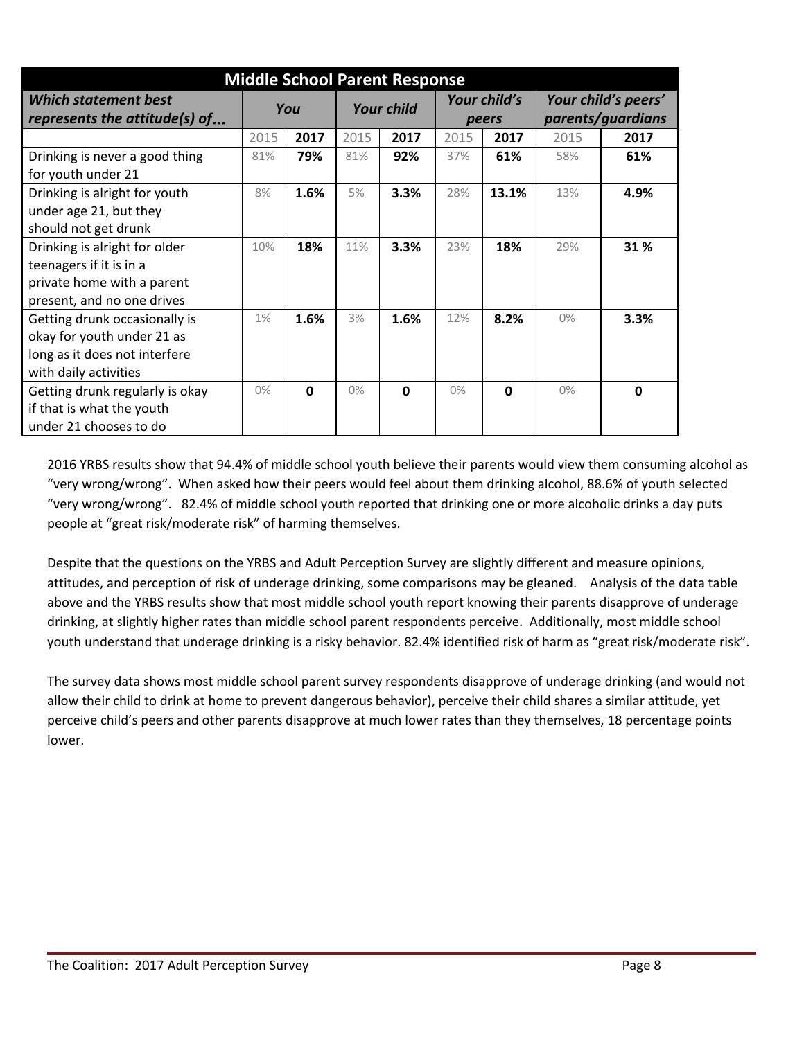| Middle School Parent Response | | | | | | | | |
|---|---|---|---|---|---|---|---|---|
| ***Which statement best represents the attitude(s) of...*** | ***You*** | | ***Your child*** | | ***Your child's peers*** | | ***Your child's peers' parents/guardians*** | |
| | 2015 | **2017** | 2015 | **2017** | 2015 | **2017** | 2015 | **2017** |
| Drinking is never a good thing for youth under 21 | 81% | **79%** | 81% | **92%** | 37% | **61%** | 58% | **61%** |
| Drinking is alright for youth under age 21, but they should not get drunk | 8% | **1.6%** | 5% | **3.3%** | 28% | **13.1%** | 13% | **4.9%** |
| Drinking is alright for older teenagers if it is in a private home with a parent present, and no one drives | 10% | **18%** | 11% | **3.3%** | 23% | **18%** | 29% | **31 %** |
| Getting drunk occasionally is okay for youth under 21 as long as it does not interfere with daily activities | 1% | **1.6%** | 3% | **1.6%** | 12% | **8.2%** | 0% | **3.3%** |
| Getting drunk regularly is okay if that is what the youth under 21 chooses to do | 0% | **0** | 0% | **0** | 0% | **0** | 0% | **0** |

2016 YRBS results show that 94.4% of middle school youth believe their parents would view them consuming alcohol as "very wrong/wrong". When asked how their peers would feel about them drinking alcohol, 88.6% of youth selected "very wrong/wrong". 82.4% of middle school youth reported that drinking one or more alcoholic drinks a day puts people at "great risk/moderate risk" of harming themselves.

Despite that the questions on the YRBS and Adult Perception Survey are slightly different and measure opinions, attitudes, and perception of risk of underage drinking, some comparisons may be gleaned. Analysis of the data table above and the YRBS results show that most middle school youth report knowing their parents disapprove of underage drinking, at slightly higher rates than middle school parent respondents perceive. Additionally, most middle school youth understand that underage drinking is a risky behavior. 82.4% identified risk of harm as "great risk/moderate risk".

The survey data shows most middle school parent survey respondents disapprove of underage drinking (and would not allow their child to drink at home to prevent dangerous behavior), perceive their child shares a similar attitude, yet perceive child's peers and other parents disapprove at much lower rates than they themselves, 18 percentage points lower.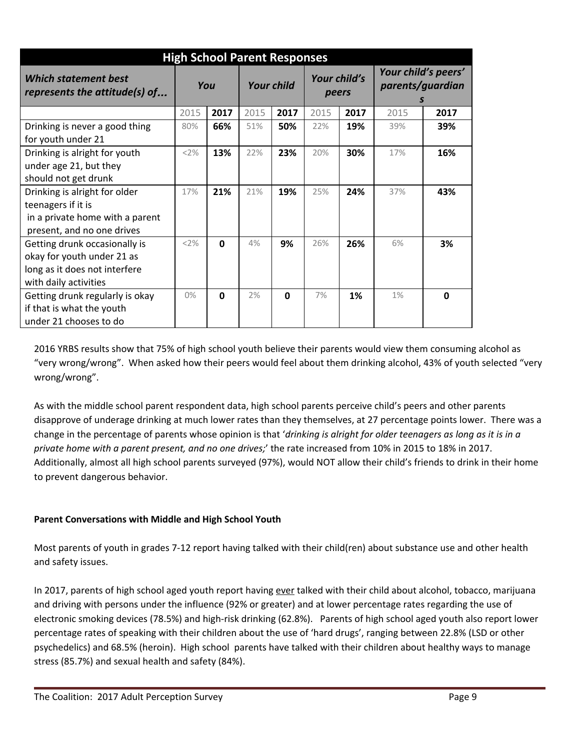| High School Parent Responses | | | | | | | | |
|---|---|---|---|---|---|---|---|---|
| ***Which statement best represents the attitude(s) of...*** | ***You*** | | ***Your child*** | | ***Your child's peers*** | | ***Your child's peers' parents/guardians*** | |
| | 2015 | **2017** | 2015 | **2017** | 2015 | **2017** | 2015 | **2017** |
| Drinking is never a good thing for youth under 21 | 80% | **66%** | 51% | **50%** | 22% | **19%** | 39% | **39%** |
| Drinking is alright for youth under age 21, but they should not get drunk | <2% | **13%** | 22% | **23%** | 20% | **30%** | 17% | **16%** |
| Drinking is alright for older teenagers if it is in a private home with a parent present, and no one drives | 17% | **21%** | 21% | **19%** | 25% | **24%** | 37% | **43%** |
| Getting drunk occasionally is okay for youth under 21 as long as it does not interfere with daily activities | <2% | **0** | 4% | **9%** | 26% | **26%** | 6% | **3%** |
| Getting drunk regularly is okay if that is what the youth under 21 chooses to do | 0% | **0** | 2% | **0** | 7% | **1%** | 1% | **0** |

2016 YRBS results show that 75% of high school youth believe their parents would view them consuming alcohol as "very wrong/wrong". When asked how their peers would feel about them drinking alcohol, 43% of youth selected "very wrong/wrong".

As with the middle school parent respondent data, high school parents perceive child's peers and other parents disapprove of underage drinking at much lower rates than they themselves, at 27 percentage points lower. There was a change in the percentage of parents whose opinion is that '*drinking is alright for older teenagers as long as it is in a private home with a parent present, and no one drives;*' the rate increased from 10% in 2015 to 18% in 2017. Additionally, almost all high school parents surveyed (97%), would NOT allow their child's friends to drink in their home to prevent dangerous behavior.

**Parent Conversations with Middle and High School Youth**

Most parents of youth in grades 7-12 report having talked with their child(ren) about substance use and other health and safety issues.

In 2017, parents of high school aged youth report having ever talked with their child about alcohol, tobacco, marijuana and driving with persons under the influence (92% or greater) and at lower percentage rates regarding the use of electronic smoking devices (78.5%) and high-risk drinking (62.8%). Parents of high school aged youth also report lower percentage rates of speaking with their children about the use of 'hard drugs', ranging between 22.8% (LSD or other psychedelics) and 68.5% (heroin). High school parents have talked with their children about healthy ways to manage stress (85.7%) and sexual health and safety (84%).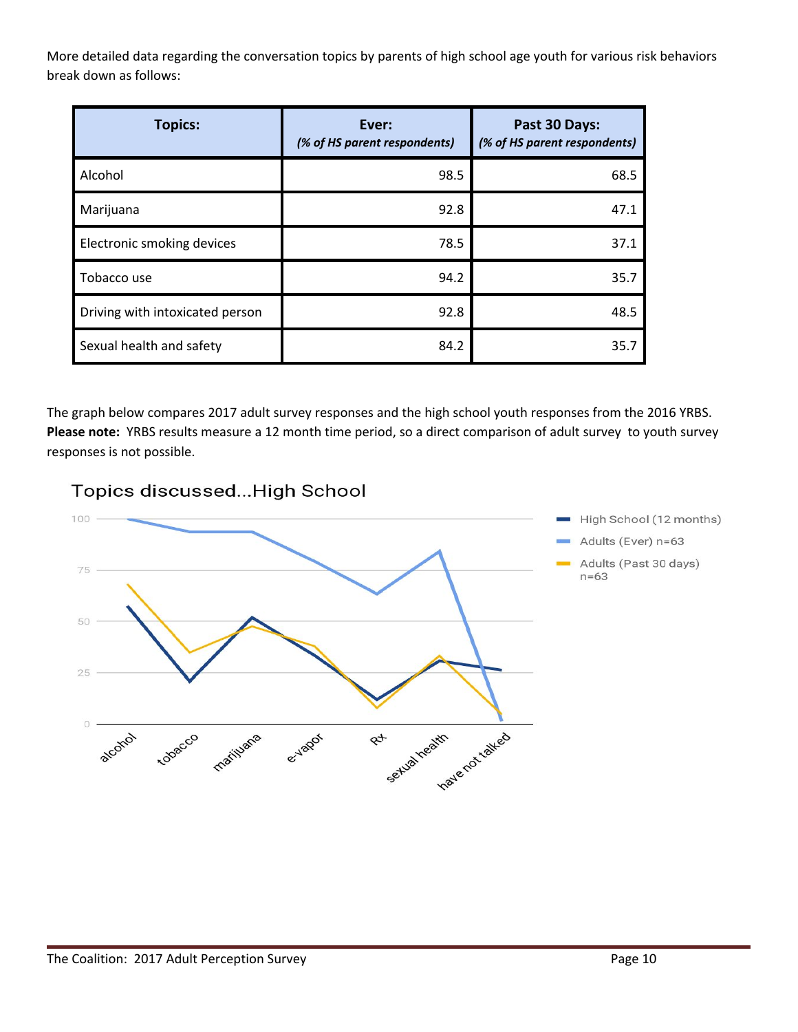More detailed data regarding the conversation topics by parents of high school age youth for various risk behaviors break down as follows:

| Topics: | Ever: *(% of HS parent respondents)* | Past 30 Days: *(% of HS parent respondents)* |
|---|---|---|
| Alcohol | 98.5 | 68.5 |
| Marijuana | 92.8 | 47.1 |
| Electronic smoking devices | 78.5 | 37.1 |
| Tobacco use | 94.2 | 35.7 |
| Driving with intoxicated person | 92.8 | 48.5 |
| Sexual health and safety | 84.2 | 35.7 |

The graph below compares 2017 adult survey responses and the high school youth responses from the 2016 YRBS. **Please note:** YRBS results measure a 12 month time period, so a direct comparison of adult survey to youth survey responses is not possible.

Topics discussed...High School

High School (12 months)
Adults (Ever) n=63
Adults (Past 30 days) n=63

alcohol, tobacco, marijuana, e-vapor, Rx, sexual health, have not talked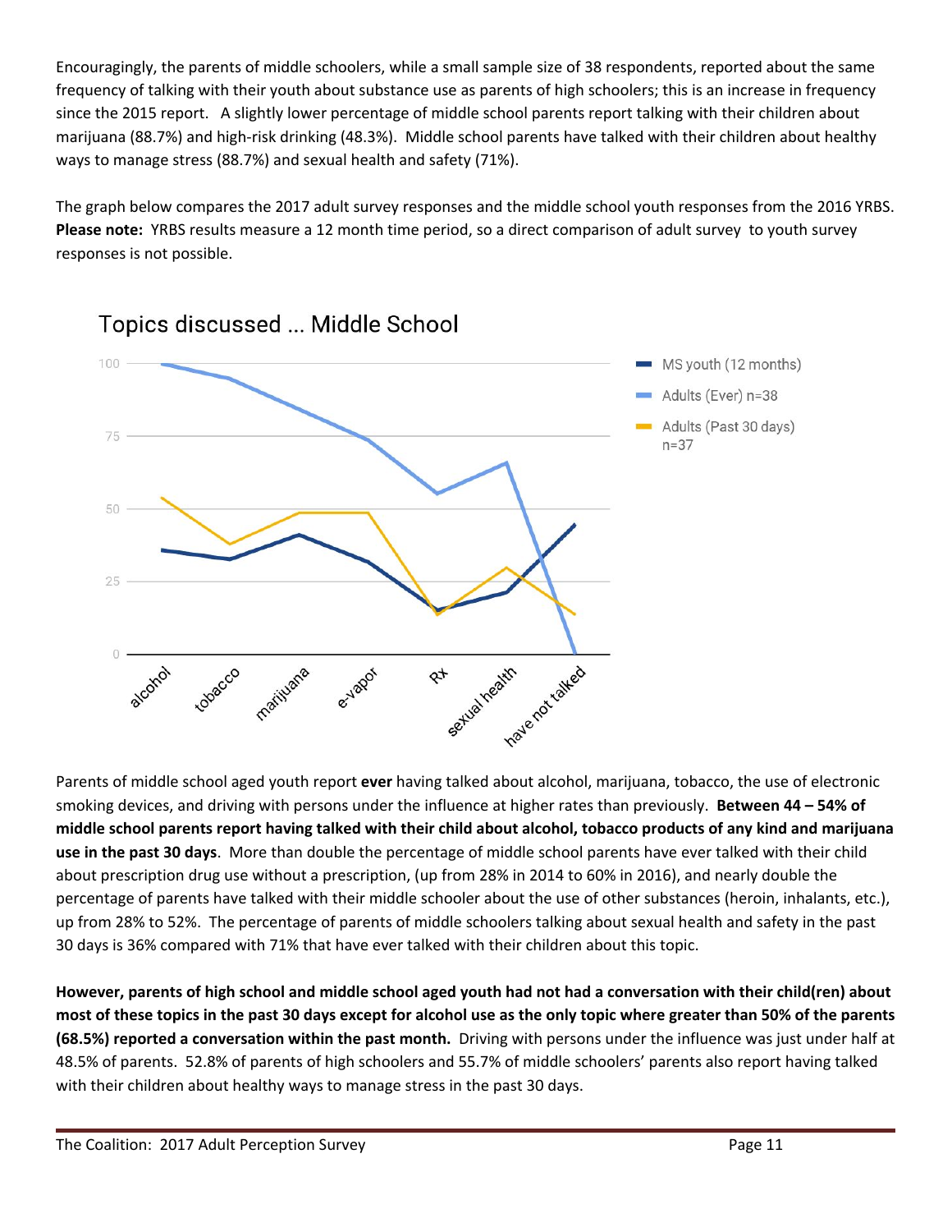Encouragingly, the parents of middle schoolers, while a small sample size of 38 respondents, reported about the same frequency of talking with their youth about substance use as parents of high schoolers; this is an increase in frequency since the 2015 report. A slightly lower percentage of middle school parents report talking with their children about marijuana (88.7%) and high-risk drinking (48.3%). Middle school parents have talked with their children about healthy ways to manage stress (88.7%) and sexual health and safety (71%).

The graph below compares the 2017 adult survey responses and the middle school youth responses from the 2016 YRBS. **Please note:** YRBS results measure a 12 month time period, so a direct comparison of adult survey to youth survey responses is not possible.

Parents of middle school aged youth report **ever** having talked about alcohol, marijuana, tobacco, the use of electronic smoking devices, and driving with persons under the influence at higher rates than previously. **Between 44 – 54% of middle school parents report having talked with their child about alcohol, tobacco products of any kind and marijuana use in the past 30 days**. More than double the percentage of middle school parents have ever talked with their child about prescription drug use without a prescription, (up from 28% in 2014 to 60% in 2016), and nearly double the percentage of parents have talked with their middle schooler about the use of other substances (heroin, inhalants, etc.), up from 28% to 52%. The percentage of parents of middle schoolers talking about sexual health and safety in the past 30 days is 36% compared with 71% that have ever talked with their children about this topic.

**However, parents of high school and middle school aged youth had not had a conversation with their child(ren) about most of these topics in the past 30 days except for alcohol use as the only topic where greater than 50% of the parents (68.5%) reported a conversation within the past month.** Driving with persons under the influence was just under half at 48.5% of parents. 52.8% of parents of high schoolers and 55.7% of middle schoolers' parents also report having talked with their children about healthy ways to manage stress in the past 30 days.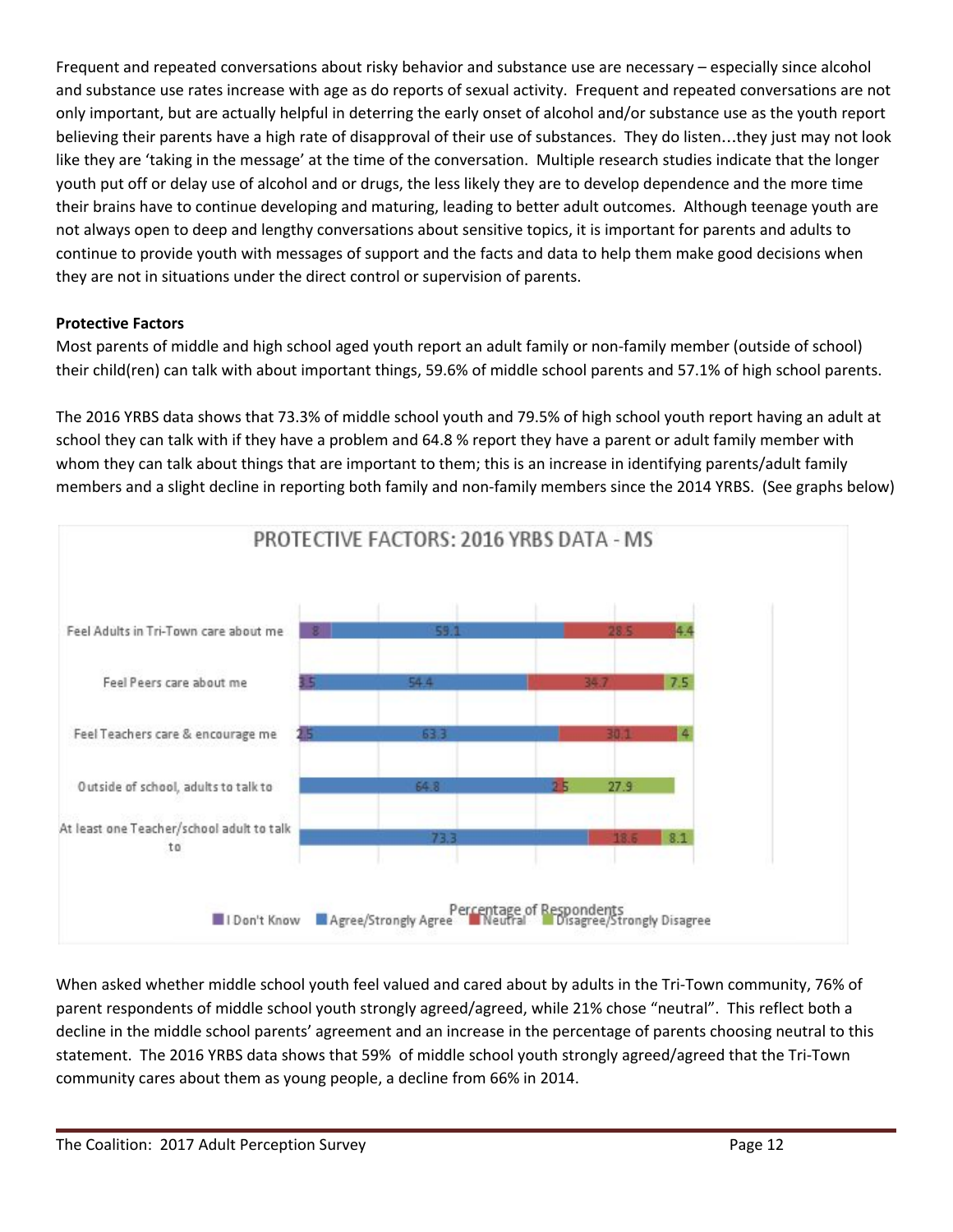Frequent and repeated conversations about risky behavior and substance use are necessary – especially since alcohol and substance use rates increase with age as do reports of sexual activity. Frequent and repeated conversations are not only important, but are actually helpful in deterring the early onset of alcohol and/or substance use as the youth report believing their parents have a high rate of disapproval of their use of substances. They do listen…they just may not look like they are 'taking in the message' at the time of the conversation. Multiple research studies indicate that the longer youth put off or delay use of alcohol and or drugs, the less likely they are to develop dependence and the more time their brains have to continue developing and maturing, leading to better adult outcomes. Although teenage youth are not always open to deep and lengthy conversations about sensitive topics, it is important for parents and adults to continue to provide youth with messages of support and the facts and data to help them make good decisions when they are not in situations under the direct control or supervision of parents.

**Protective Factors**

Most parents of middle and high school aged youth report an adult family or non-family member (outside of school) their child(ren) can talk with about important things, 59.6% of middle school parents and 57.1% of high school parents.

The 2016 YRBS data shows that 73.3% of middle school youth and 79.5% of high school youth report having an adult at school they can talk with if they have a problem and 64.8 % report they have a parent or adult family member with whom they can talk about things that are important to them; this is an increase in identifying parents/adult family members and a slight decline in reporting both family and non-family members since the 2014 YRBS. (See graphs below)

**PROTECTIVE FACTORS: 2016 YRBS DATA - MS**

| | I Don't Know | Agree/Strongly Agree | Neutral | Disagree/Strongly Disagree |
|---|---|---|---|---|
| Feel Adults in Tri-Town care about me | 8 | 59.1 | 28.5 | 4.4 |
| Feel Peers care about me | 3.5 | 54.4 | 34.7 | 7.5 |
| Feel Teachers care & encourage me | 2.5 | 63.3 | 30.1 | 4 |
| Outside of school, adults to talk to | | 64.8 | 2.5 | 27.9 |
| At least one Teacher/school adult to talk to | | 73.3 | 18.6 | 8.1 |

Percentage of Respondents

When asked whether middle school youth feel valued and cared about by adults in the Tri-Town community, 76% of parent respondents of middle school youth strongly agreed/agreed, while 21% chose "neutral". This reflect both a decline in the middle school parents' agreement and an increase in the percentage of parents choosing neutral to this statement. The 2016 YRBS data shows that 59% of middle school youth strongly agreed/agreed that the Tri-Town community cares about them as young people, a decline from 66% in 2014.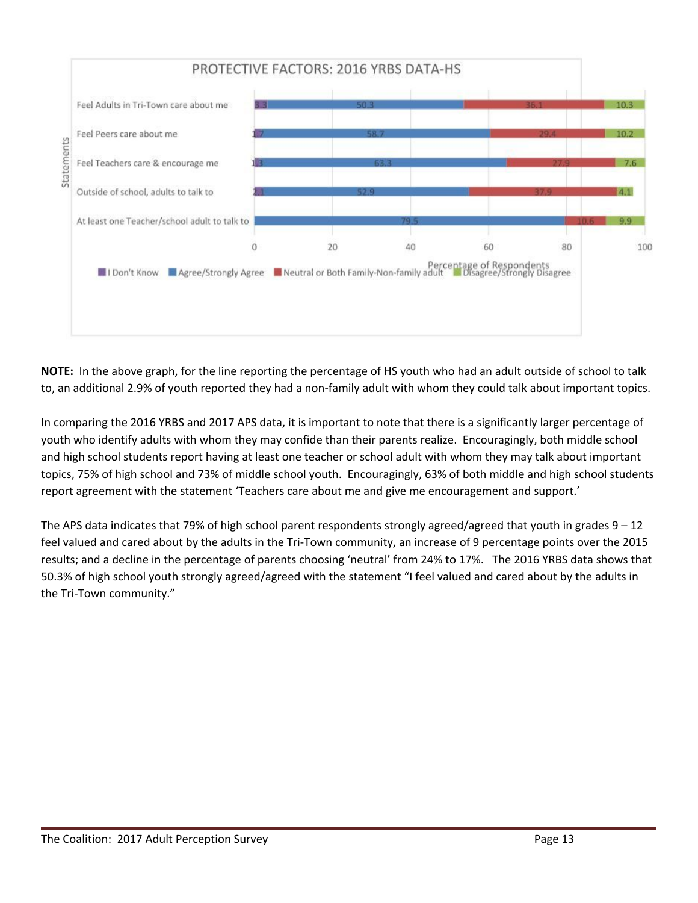**PROTECTIVE FACTORS: 2016 YRBS DATA-HS**

| Statements | I Don't Know | Agree/Strongly Agree | Neutral or Both Family-Non-family adult | Disagree/Strongly Disagree |
|---|---|---|---|---|
| Feel Adults in Tri-Town care about me | 3.3 | 50.3 | 36.1 | 10.3 |
| Feel Peers care about me | 1.7 | 58.7 | 29.4 | 10.2 |
| Feel Teachers care & encourage me | 1.3 | 63.3 | 27.9 | 7.6 |
| Outside of school, adults to talk to | 2.1 | 52.9 | 37.9 | 4.1 |
| At least one Teacher/school adult to talk to | 0 | 79.5 | 10.6 | 9.9 |

Percentage of Respondents

**NOTE:** In the above graph, for the line reporting the percentage of HS youth who had an adult outside of school to talk to, an additional 2.9% of youth reported they had a non-family adult with whom they could talk about important topics.

In comparing the 2016 YRBS and 2017 APS data, it is important to note that there is a significantly larger percentage of youth who identify adults with whom they may confide than their parents realize. Encouragingly, both middle school and high school students report having at least one teacher or school adult with whom they may talk about important topics, 75% of high school and 73% of middle school youth. Encouragingly, 63% of both middle and high school students report agreement with the statement 'Teachers care about me and give me encouragement and support.'

The APS data indicates that 79% of high school parent respondents strongly agreed/agreed that youth in grades 9 – 12 feel valued and cared about by the adults in the Tri-Town community, an increase of 9 percentage points over the 2015 results; and a decline in the percentage of parents choosing 'neutral' from 24% to 17%. The 2016 YRBS data shows that 50.3% of high school youth strongly agreed/agreed with the statement "I feel valued and cared about by the adults in the Tri-Town community."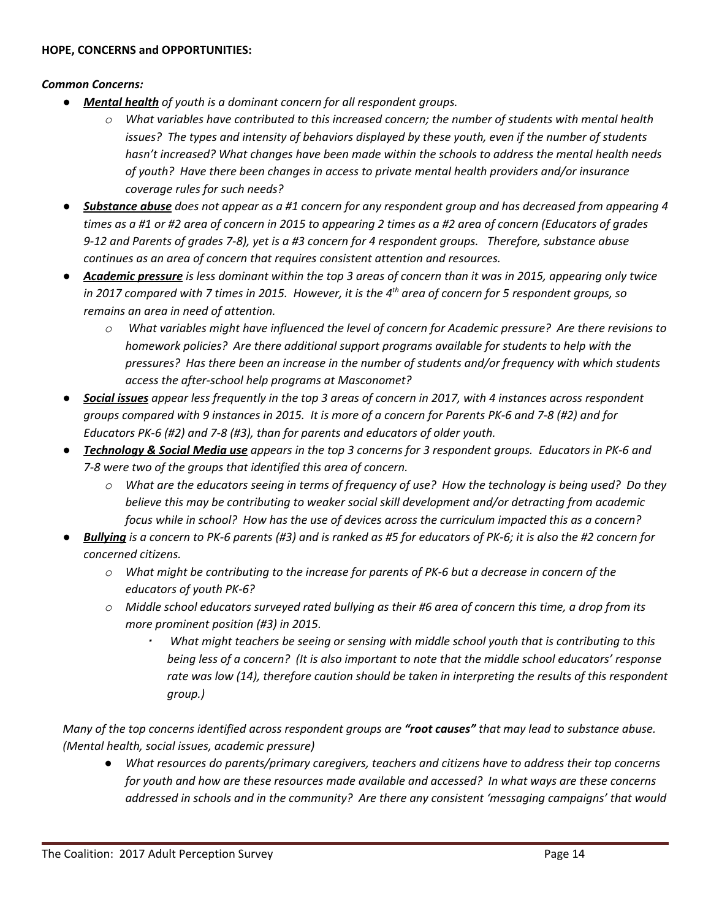**HOPE, CONCERNS and OPPORTUNITIES:**

***Common Concerns:***

- ***Mental health*** *of youth is a dominant concern for all respondent groups.*
  - *What variables have contributed to this increased concern; the number of students with mental health issues? The types and intensity of behaviors displayed by these youth, even if the number of students hasn't increased? What changes have been made within the schools to address the mental health needs of youth? Have there been changes in access to private mental health providers and/or insurance coverage rules for such needs?*
- ***Substance abuse*** *does not appear as a #1 concern for any respondent group and has decreased from appearing 4 times as a #1 or #2 area of concern in 2015 to appearing 2 times as a #2 area of concern (Educators of grades 9-12 and Parents of grades 7-8), yet is a #3 concern for 4 respondent groups. Therefore, substance abuse continues as an area of concern that requires consistent attention and resources.*
- ***Academic pressure*** *is less dominant within the top 3 areas of concern than it was in 2015, appearing only twice in 2017 compared with 7 times in 2015. However, it is the 4th area of concern for 5 respondent groups, so remains an area in need of attention.*
  - *What variables might have influenced the level of concern for Academic pressure? Are there revisions to homework policies? Are there additional support programs available for students to help with the pressures? Has there been an increase in the number of students and/or frequency with which students access the after-school help programs at Masconomet?*
- ***Social issues*** *appear less frequently in the top 3 areas of concern in 2017, with 4 instances across respondent groups compared with 9 instances in 2015. It is more of a concern for Parents PK-6 and 7-8 (#2) and for Educators PK-6 (#2) and 7-8 (#3), than for parents and educators of older youth.*
- ***Technology & Social Media use*** *appears in the top 3 concerns for 3 respondent groups. Educators in PK-6 and 7-8 were two of the groups that identified this area of concern.*
  - *What are the educators seeing in terms of frequency of use? How the technology is being used? Do they believe this may be contributing to weaker social skill development and/or detracting from academic focus while in school? How has the use of devices across the curriculum impacted this as a concern?*
- ***Bullying*** *is a concern to PK-6 parents (#3) and is ranked as #5 for educators of PK-6; it is also the #2 concern for concerned citizens.*
  - *What might be contributing to the increase for parents of PK-6 but a decrease in concern of the educators of youth PK-6?*
  - *Middle school educators surveyed rated bullying as their #6 area of concern this time, a drop from its more prominent position (#3) in 2015.*
    - *What might teachers be seeing or sensing with middle school youth that is contributing to this being less of a concern? (It is also important to note that the middle school educators' response rate was low (14), therefore caution should be taken in interpreting the results of this respondent group.)*

*Many of the top concerns identified across respondent groups are **"root causes"** that may lead to substance abuse. (Mental health, social issues, academic pressure)*

- *What resources do parents/primary caregivers, teachers and citizens have to address their top concerns for youth and how are these resources made available and accessed? In what ways are these concerns addressed in schools and in the community? Are there any consistent 'messaging campaigns' that would*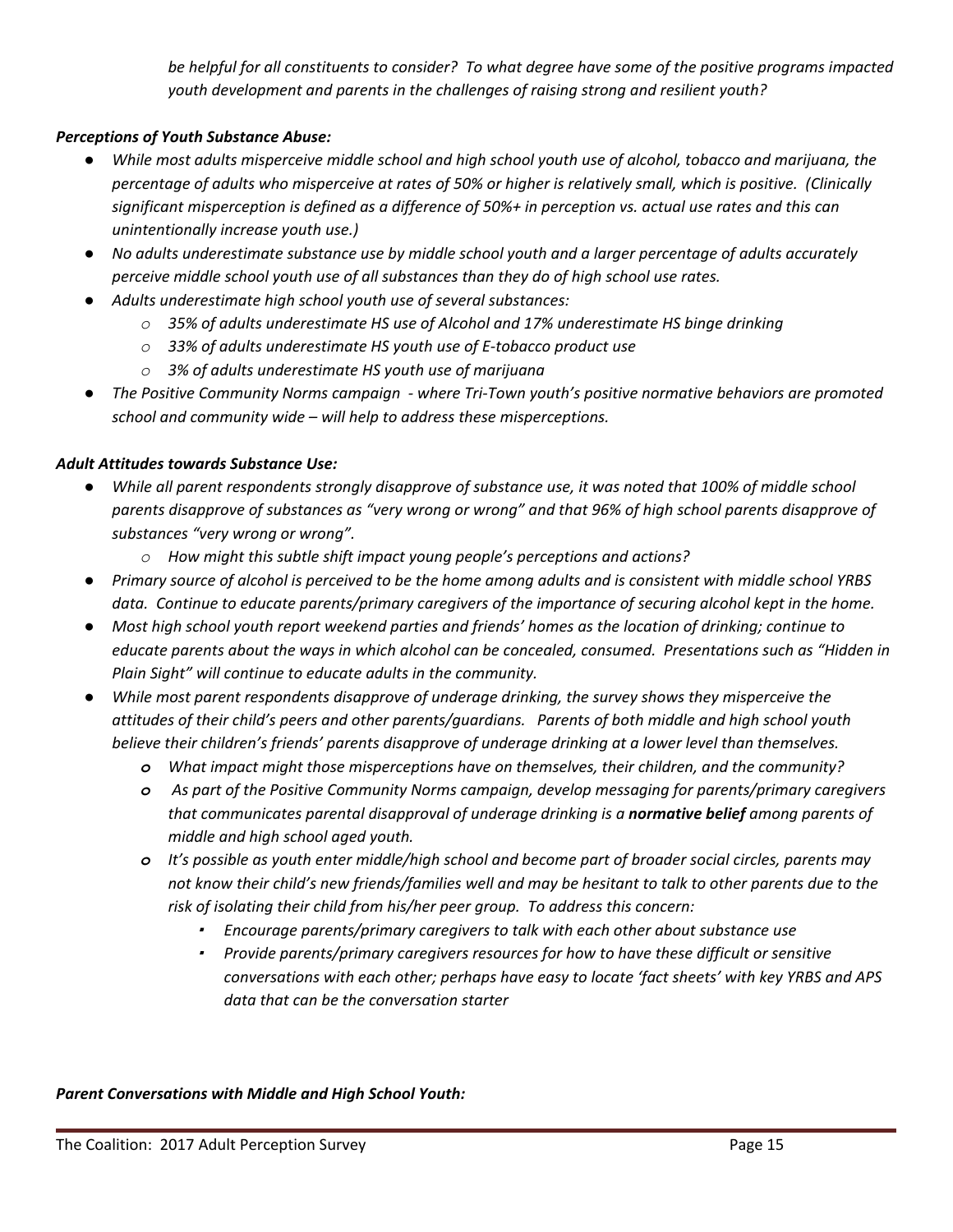*be helpful for all constituents to consider? To what degree have some of the positive programs impacted youth development and parents in the challenges of raising strong and resilient youth?*

***Perceptions of Youth Substance Abuse:***

- *While most adults misperceive middle school and high school youth use of alcohol, tobacco and marijuana, the percentage of adults who misperceive at rates of 50% or higher is relatively small, which is positive. (Clinically significant misperception is defined as a difference of 50%+ in perception vs. actual use rates and this can unintentionally increase youth use.)*
- *No adults underestimate substance use by middle school youth and a larger percentage of adults accurately perceive middle school youth use of all substances than they do of high school use rates.*
- *Adults underestimate high school youth use of several substances:*
  - *35% of adults underestimate HS use of Alcohol and 17% underestimate HS binge drinking*
  - *33% of adults underestimate HS youth use of E-tobacco product use*
  - *3% of adults underestimate HS youth use of marijuana*
- *The Positive Community Norms campaign - where Tri-Town youth's positive normative behaviors are promoted school and community wide – will help to address these misperceptions.*

***Adult Attitudes towards Substance Use:***

- *While all parent respondents strongly disapprove of substance use, it was noted that 100% of middle school parents disapprove of substances as "very wrong or wrong" and that 96% of high school parents disapprove of substances "very wrong or wrong".*
  - *How might this subtle shift impact young people's perceptions and actions?*
- *Primary source of alcohol is perceived to be the home among adults and is consistent with middle school YRBS data. Continue to educate parents/primary caregivers of the importance of securing alcohol kept in the home.*
- *Most high school youth report weekend parties and friends' homes as the location of drinking; continue to educate parents about the ways in which alcohol can be concealed, consumed. Presentations such as "Hidden in Plain Sight" will continue to educate adults in the community.*
- *While most parent respondents disapprove of underage drinking, the survey shows they misperceive the attitudes of their child's peers and other parents/guardians. Parents of both middle and high school youth believe their children's friends' parents disapprove of underage drinking at a lower level than themselves.*
  - *What impact might those misperceptions have on themselves, their children, and the community?*
  - *As part of the Positive Community Norms campaign, develop messaging for parents/primary caregivers that communicates parental disapproval of underage drinking is a **normative belief** among parents of middle and high school aged youth.*
  - *It's possible as youth enter middle/high school and become part of broader social circles, parents may not know their child's new friends/families well and may be hesitant to talk to other parents due to the risk of isolating their child from his/her peer group. To address this concern:*
    - *Encourage parents/primary caregivers to talk with each other about substance use*
    - *Provide parents/primary caregivers resources for how to have these difficult or sensitive conversations with each other; perhaps have easy to locate 'fact sheets' with key YRBS and APS data that can be the conversation starter*

***Parent Conversations with Middle and High School Youth:***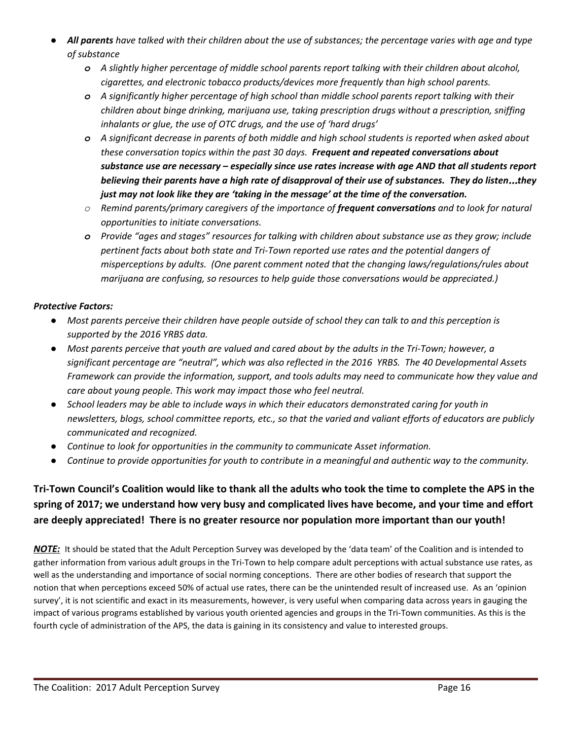- ***All parents** have talked with their children about the use of substances; the percentage varies with age and type of substance*
  - *A slightly higher percentage of middle school parents report talking with their children about alcohol, cigarettes, and electronic tobacco products/devices more frequently than high school parents.*
  - *A significantly higher percentage of high school than middle school parents report talking with their children about binge drinking, marijuana use, taking prescription drugs without a prescription, sniffing inhalants or glue, the use of OTC drugs, and the use of 'hard drugs'*
  - *A significant decrease in parents of both middle and high school students is reported when asked about these conversation topics within the past 30 days.* ***Frequent and repeated conversations about substance use are necessary – especially since use rates increase with age AND that all students report believing their parents have a high rate of disapproval of their use of substances. They do listen…they just may not look like they are 'taking in the message' at the time of the conversation.***
  - *Remind parents/primary caregivers of the importance of **frequent conversations** and to look for natural opportunities to initiate conversations.*
  - *Provide "ages and stages" resources for talking with children about substance use as they grow; include pertinent facts about both state and Tri-Town reported use rates and the potential dangers of misperceptions by adults. (One parent comment noted that the changing laws/regulations/rules about marijuana are confusing, so resources to help guide those conversations would be appreciated.)*

***Protective Factors:***

- *Most parents perceive their children have people outside of school they can talk to and this perception is supported by the 2016 YRBS data.*
- *Most parents perceive that youth are valued and cared about by the adults in the Tri-Town; however, a significant percentage are "neutral", which was also reflected in the 2016 YRBS. The 40 Developmental Assets Framework can provide the information, support, and tools adults may need to communicate how they value and care about young people. This work may impact those who feel neutral.*
- *School leaders may be able to include ways in which their educators demonstrated caring for youth in newsletters, blogs, school committee reports, etc., so that the varied and valiant efforts of educators are publicly communicated and recognized.*
- *Continue to look for opportunities in the community to communicate Asset information.*
- *Continue to provide opportunities for youth to contribute in a meaningful and authentic way to the community.*

**Tri-Town Council's Coalition would like to thank all the adults who took the time to complete the APS in the spring of 2017; we understand how very busy and complicated lives have become, and your time and effort are deeply appreciated! There is no greater resource nor population more important than our youth!**

***NOTE:*** It should be stated that the Adult Perception Survey was developed by the 'data team' of the Coalition and is intended to gather information from various adult groups in the Tri-Town to help compare adult perceptions with actual substance use rates, as well as the understanding and importance of social norming conceptions. There are other bodies of research that support the notion that when perceptions exceed 50% of actual use rates, there can be the unintended result of increased use. As an 'opinion survey', it is not scientific and exact in its measurements, however, is very useful when comparing data across years in gauging the impact of various programs established by various youth oriented agencies and groups in the Tri-Town communities. As this is the fourth cycle of administration of the APS, the data is gaining in its consistency and value to interested groups.